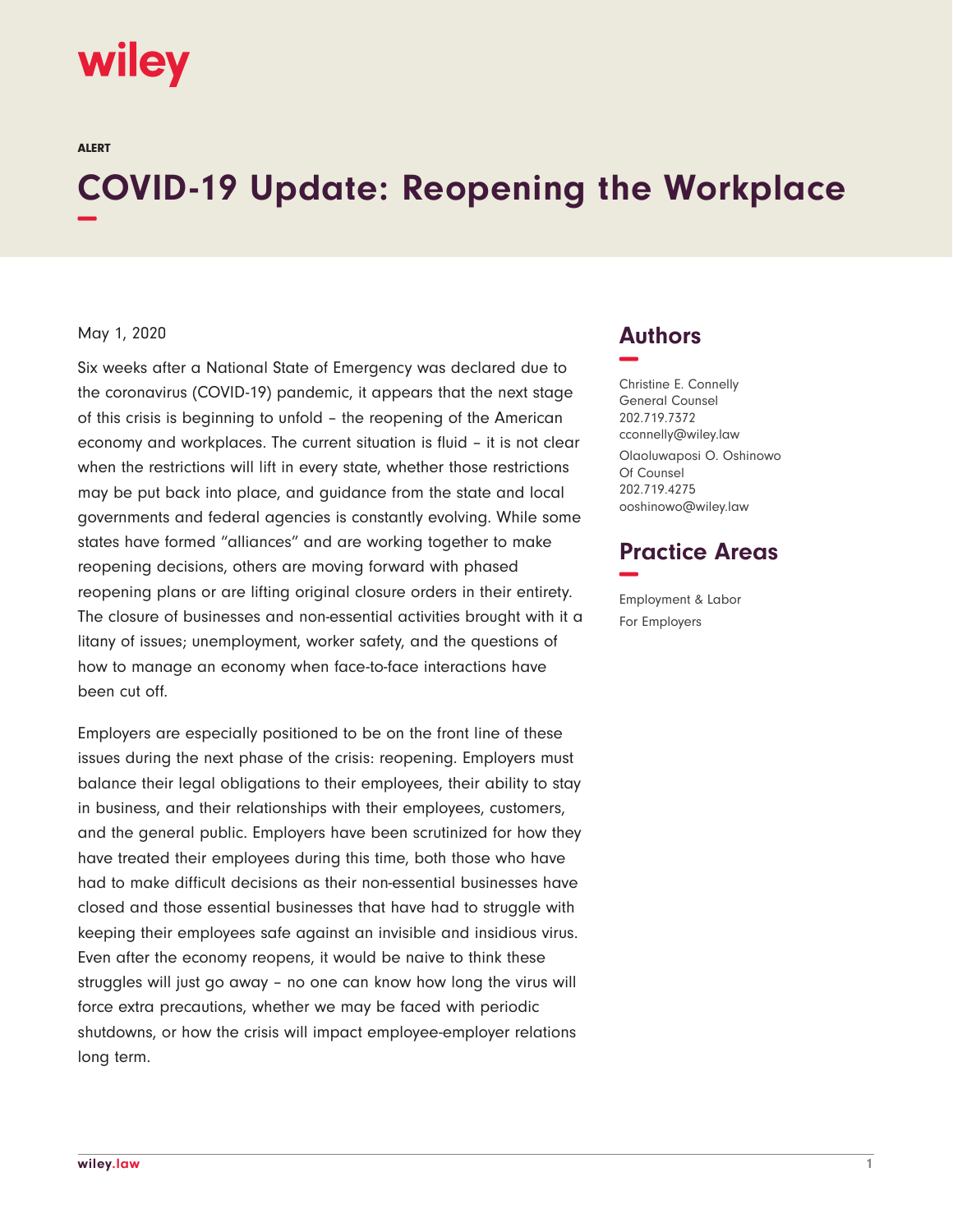wiley

ALERT

# COVID-19 Update: Reopening the Workplace

May 1, 2020

Six weeks after a National State of Emergency was declared due to the coronavirus (COVID-19) pandemic, it appears that the next stage of this crisis is beginning to unfold – the reopening of the American economy and workplaces. The current situation is fluid – it is not clear when the restrictions will lift in every state, whether those restrictions may be put back into place, and guidance from the state and local governments and federal agencies is constantly evolving. While some states have formed "alliances" and are working together to make reopening decisions, others are moving forward with phased reopening plans or are lifting original closure orders in their entirety. The closure of businesses and non-essential activities brought with it a litany of issues; unemployment, worker safety, and the questions of how to manage an economy when face-to-face interactions have been cut off.

Employers are especially positioned to be on the front line of these issues during the next phase of the crisis: reopening. Employers must balance their legal obligations to their employees, their ability to stay in business, and their relationships with their employees, customers, and the general public. Employers have been scrutinized for how they have treated their employees during this time, both those who have had to make difficult decisions as their non-essential businesses have closed and those essential businesses that have had to struggle with keeping their employees safe against an invisible and insidious virus. Even after the economy reopens, it would be naive to think these struggles will just go away – no one can know how long the virus will force extra precautions, whether we may be faced with periodic shutdowns, or how the crisis will impact employee-employer relations long term.

## Authors

Christine E. Connelly
General Counsel
202.719.7372
cconnelly@wiley.law

Olaoluwaposi O. Oshinowo
Of Counsel
202.719.4275
ooshinowo@wiley.law

## Practice Areas

Employment & Labor
For Employers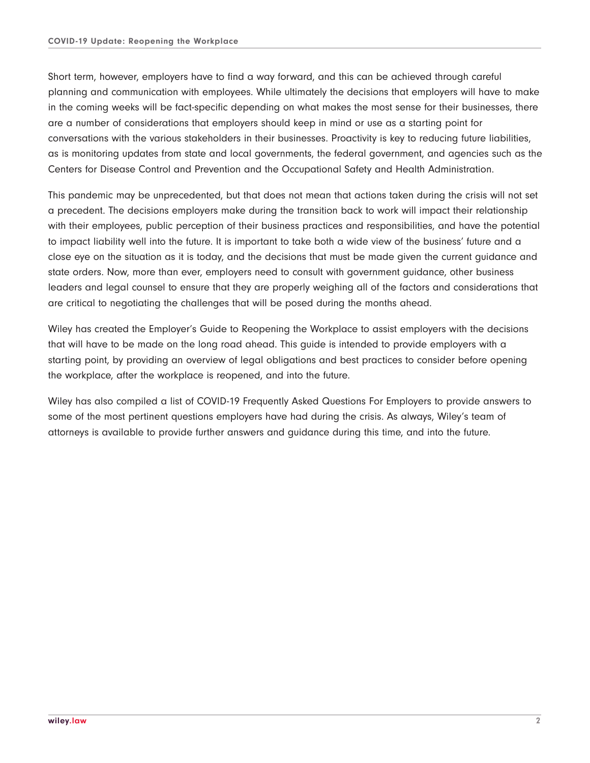Short term, however, employers have to find a way forward, and this can be achieved through careful planning and communication with employees. While ultimately the decisions that employers will have to make in the coming weeks will be fact-specific depending on what makes the most sense for their businesses, there are a number of considerations that employers should keep in mind or use as a starting point for conversations with the various stakeholders in their businesses. Proactivity is key to reducing future liabilities, as is monitoring updates from state and local governments, the federal government, and agencies such as the Centers for Disease Control and Prevention and the Occupational Safety and Health Administration.

This pandemic may be unprecedented, but that does not mean that actions taken during the crisis will not set a precedent. The decisions employers make during the transition back to work will impact their relationship with their employees, public perception of their business practices and responsibilities, and have the potential to impact liability well into the future. It is important to take both a wide view of the business' future and a close eye on the situation as it is today, and the decisions that must be made given the current guidance and state orders. Now, more than ever, employers need to consult with government guidance, other business leaders and legal counsel to ensure that they are properly weighing all of the factors and considerations that are critical to negotiating the challenges that will be posed during the months ahead.

Wiley has created the Employer's Guide to Reopening the Workplace to assist employers with the decisions that will have to be made on the long road ahead. This guide is intended to provide employers with a starting point, by providing an overview of legal obligations and best practices to consider before opening the workplace, after the workplace is reopened, and into the future.

Wiley has also compiled a list of COVID-19 Frequently Asked Questions For Employers to provide answers to some of the most pertinent questions employers have had during the crisis. As always, Wiley's team of attorneys is available to provide further answers and guidance during this time, and into the future.